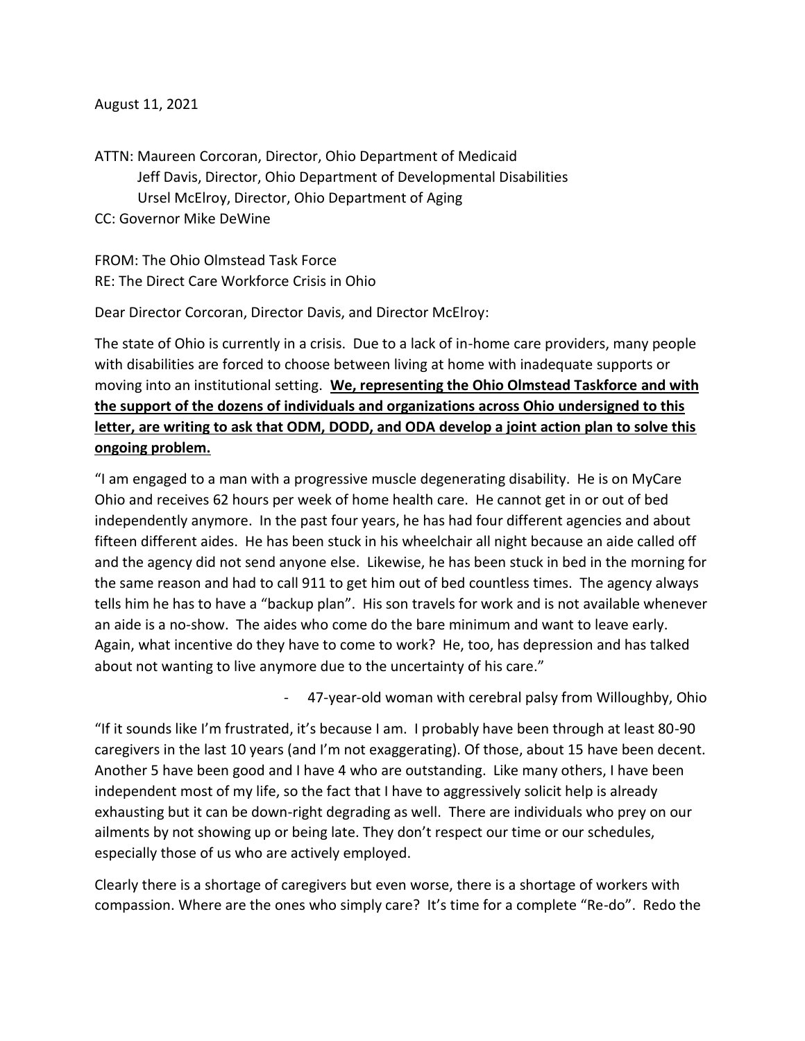August 11, 2021

ATTN: Maureen Corcoran, Director, Ohio Department of Medicaid
Jeff Davis, Director, Ohio Department of Developmental Disabilities
Ursel McElroy, Director, Ohio Department of Aging
CC: Governor Mike DeWine

FROM: The Ohio Olmstead Task Force
RE: The Direct Care Workforce Crisis in Ohio

Dear Director Corcoran, Director Davis, and Director McElroy:

The state of Ohio is currently in a crisis. Due to a lack of in-home care providers, many people with disabilities are forced to choose between living at home with inadequate supports or moving into an institutional setting. **We, representing the Ohio Olmstead Taskforce and with the support of the dozens of individuals and organizations across Ohio undersigned to this letter, are writing to ask that ODM, DODD, and ODA develop a joint action plan to solve this ongoing problem.**

"I am engaged to a man with a progressive muscle degenerating disability. He is on MyCare Ohio and receives 62 hours per week of home health care. He cannot get in or out of bed independently anymore. In the past four years, he has had four different agencies and about fifteen different aides. He has been stuck in his wheelchair all night because an aide called off and the agency did not send anyone else. Likewise, he has been stuck in bed in the morning for the same reason and had to call 911 to get him out of bed countless times. The agency always tells him he has to have a "backup plan". His son travels for work and is not available whenever an aide is a no-show. The aides who come do the bare minimum and want to leave early. Again, what incentive do they have to come to work? He, too, has depression and has talked about not wanting to live anymore due to the uncertainty of his care."

- 47-year-old woman with cerebral palsy from Willoughby, Ohio

"If it sounds like I'm frustrated, it's because I am. I probably have been through at least 80-90 caregivers in the last 10 years (and I'm not exaggerating). Of those, about 15 have been decent. Another 5 have been good and I have 4 who are outstanding. Like many others, I have been independent most of my life, so the fact that I have to aggressively solicit help is already exhausting but it can be down-right degrading as well. There are individuals who prey on our ailments by not showing up or being late. They don't respect our time or our schedules, especially those of us who are actively employed.

Clearly there is a shortage of caregivers but even worse, there is a shortage of workers with compassion. Where are the ones who simply care? It's time for a complete "Re-do". Redo the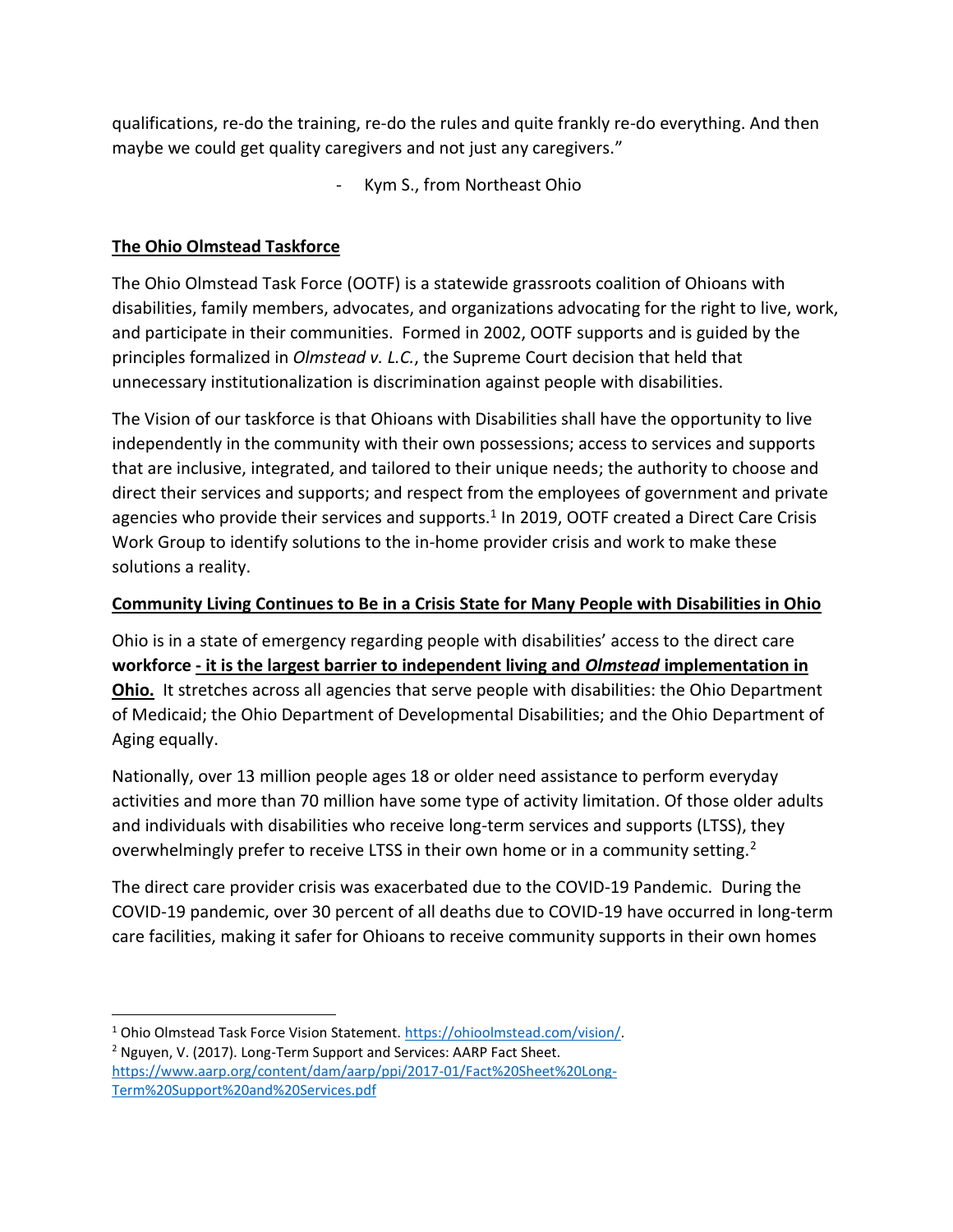qualifications, re-do the training, re-do the rules and quite frankly re-do everything. And then maybe we could get quality caregivers and not just any caregivers."

- Kym S., from Northeast Ohio

**The Ohio Olmstead Taskforce**

The Ohio Olmstead Task Force (OOTF) is a statewide grassroots coalition of Ohioans with disabilities, family members, advocates, and organizations advocating for the right to live, work, and participate in their communities. Formed in 2002, OOTF supports and is guided by the principles formalized in *Olmstead v. L.C.*, the Supreme Court decision that held that unnecessary institutionalization is discrimination against people with disabilities.

The Vision of our taskforce is that Ohioans with Disabilities shall have the opportunity to live independently in the community with their own possessions; access to services and supports that are inclusive, integrated, and tailored to their unique needs; the authority to choose and direct their services and supports; and respect from the employees of government and private agencies who provide their services and supports.[1] In 2019, OOTF created a Direct Care Crisis Work Group to identify solutions to the in-home provider crisis and work to make these solutions a reality.

**Community Living Continues to Be in a Crisis State for Many People with Disabilities in Ohio**

Ohio is in a state of emergency regarding people with disabilities' access to the direct care **workforce - it is the largest barrier to independent living and *Olmstead* implementation in Ohio.** It stretches across all agencies that serve people with disabilities: the Ohio Department of Medicaid; the Ohio Department of Developmental Disabilities; and the Ohio Department of Aging equally.

Nationally, over 13 million people ages 18 or older need assistance to perform everyday activities and more than 70 million have some type of activity limitation. Of those older adults and individuals with disabilities who receive long-term services and supports (LTSS), they overwhelmingly prefer to receive LTSS in their own home or in a community setting.[2]

The direct care provider crisis was exacerbated due to the COVID-19 Pandemic. During the COVID-19 pandemic, over 30 percent of all deaths due to COVID-19 have occurred in long-term care facilities, making it safer for Ohioans to receive community supports in their own homes

---

[1] Ohio Olmstead Task Force Vision Statement. https://ohioolmstead.com/vision/.

[2] Nguyen, V. (2017). Long-Term Support and Services: AARP Fact Sheet. https://www.aarp.org/content/dam/aarp/ppi/2017-01/Fact%20Sheet%20Long-Term%20Support%20and%20Services.pdf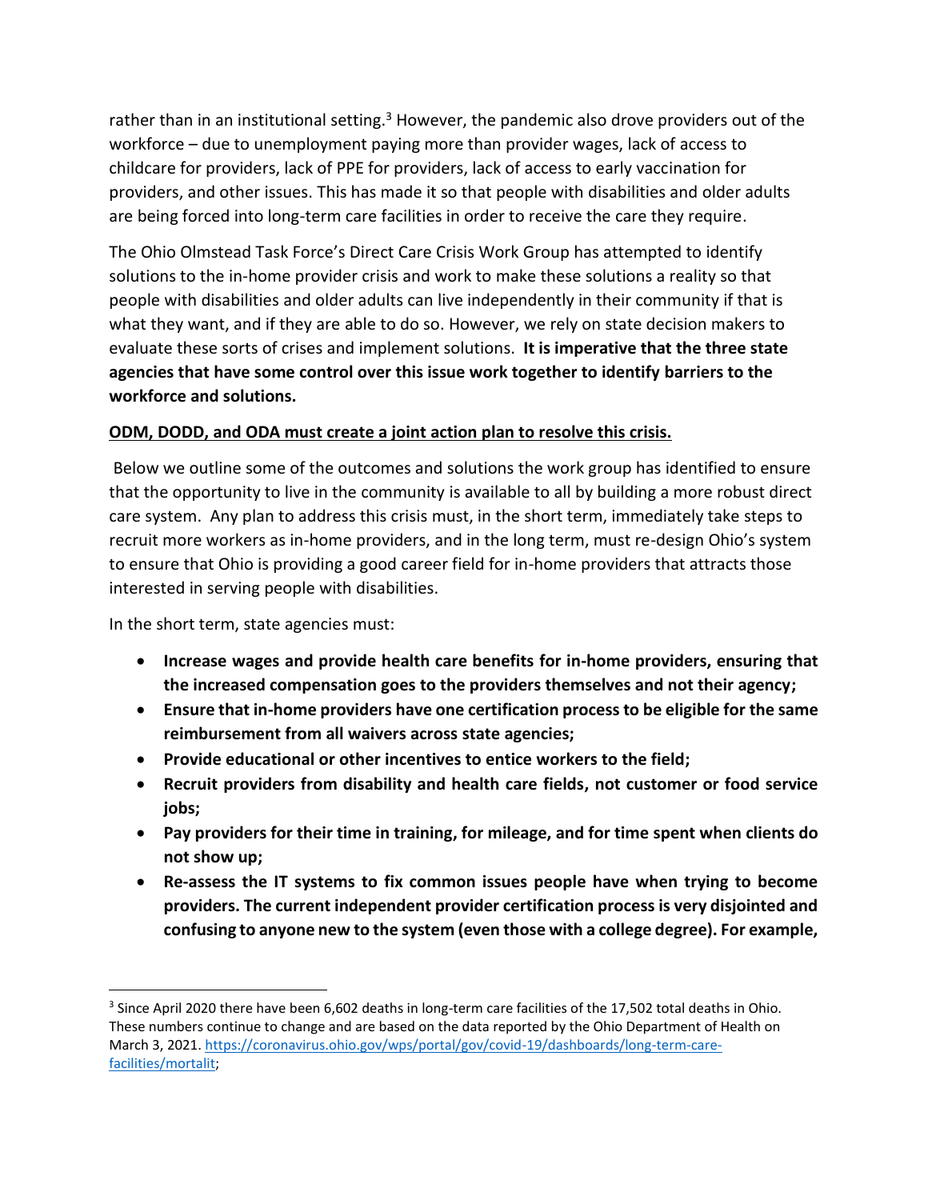rather than in an institutional setting.[3] However, the pandemic also drove providers out of the workforce – due to unemployment paying more than provider wages, lack of access to childcare for providers, lack of PPE for providers, lack of access to early vaccination for providers, and other issues. This has made it so that people with disabilities and older adults are being forced into long-term care facilities in order to receive the care they require.

The Ohio Olmstead Task Force's Direct Care Crisis Work Group has attempted to identify solutions to the in-home provider crisis and work to make these solutions a reality so that people with disabilities and older adults can live independently in their community if that is what they want, and if they are able to do so. However, we rely on state decision makers to evaluate these sorts of crises and implement solutions. **It is imperative that the three state agencies that have some control over this issue work together to identify barriers to the workforce and solutions.**

<u>**ODM, DODD, and ODA must create a joint action plan to resolve this crisis.**</u>

Below we outline some of the outcomes and solutions the work group has identified to ensure that the opportunity to live in the community is available to all by building a more robust direct care system. Any plan to address this crisis must, in the short term, immediately take steps to recruit more workers as in-home providers, and in the long term, must re-design Ohio's system to ensure that Ohio is providing a good career field for in-home providers that attracts those interested in serving people with disabilities.

In the short term, state agencies must:

- **Increase wages and provide health care benefits for in-home providers, ensuring that the increased compensation goes to the providers themselves and not their agency;**
- **Ensure that in-home providers have one certification process to be eligible for the same reimbursement from all waivers across state agencies;**
- **Provide educational or other incentives to entice workers to the field;**
- **Recruit providers from disability and health care fields, not customer or food service jobs;**
- **Pay providers for their time in training, for mileage, and for time spent when clients do not show up;**
- **Re-assess the IT systems to fix common issues people have when trying to become providers. The current independent provider certification process is very disjointed and confusing to anyone new to the system (even those with a college degree). For example,**

---

[3] Since April 2020 there have been 6,602 deaths in long-term care facilities of the 17,502 total deaths in Ohio. These numbers continue to change and are based on the data reported by the Ohio Department of Health on March 3, 2021. https://coronavirus.ohio.gov/wps/portal/gov/covid-19/dashboards/long-term-care-facilities/mortalit;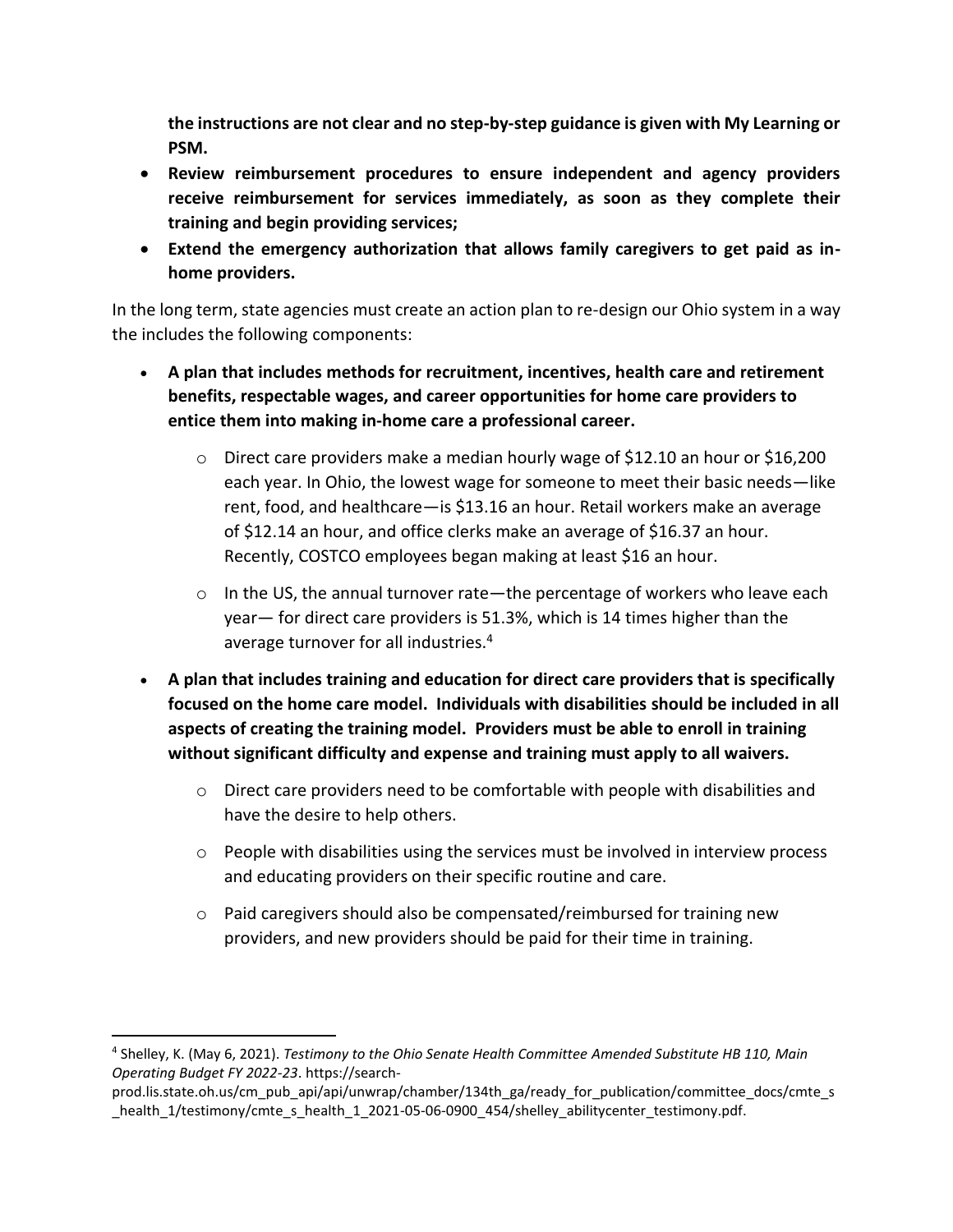**the instructions are not clear and no step-by-step guidance is given with My Learning or PSM.**

- **Review reimbursement procedures to ensure independent and agency providers receive reimbursement for services immediately, as soon as they complete their training and begin providing services;**
- **Extend the emergency authorization that allows family caregivers to get paid as in-home providers.**

In the long term, state agencies must create an action plan to re-design our Ohio system in a way the includes the following components:

- **A plan that includes methods for recruitment, incentives, health care and retirement benefits, respectable wages, and career opportunities for home care providers to entice them into making in-home care a professional career.**
  - Direct care providers make a median hourly wage of $12.10 an hour or $16,200 each year. In Ohio, the lowest wage for someone to meet their basic needs—like rent, food, and healthcare—is $13.16 an hour. Retail workers make an average of $12.14 an hour, and office clerks make an average of $16.37 an hour. Recently, COSTCO employees began making at least $16 an hour.
  - In the US, the annual turnover rate—the percentage of workers who leave each year— for direct care providers is 51.3%, which is 14 times higher than the average turnover for all industries.[4]
- **A plan that includes training and education for direct care providers that is specifically focused on the home care model. Individuals with disabilities should be included in all aspects of creating the training model. Providers must be able to enroll in training without significant difficulty and expense and training must apply to all waivers.**
  - Direct care providers need to be comfortable with people with disabilities and have the desire to help others.
  - People with disabilities using the services must be involved in interview process and educating providers on their specific routine and care.
  - Paid caregivers should also be compensated/reimbursed for training new providers, and new providers should be paid for their time in training.

[4] Shelley, K. (May 6, 2021). *Testimony to the Ohio Senate Health Committee Amended Substitute HB 110, Main Operating Budget FY 2022-23*. https://search-prod.lis.state.oh.us/cm_pub_api/api/unwrap/chamber/134th_ga/ready_for_publication/committee_docs/cmte_s_health_1/testimony/cmte_s_health_1_2021-05-06-0900_454/shelley_abilitycenter_testimony.pdf.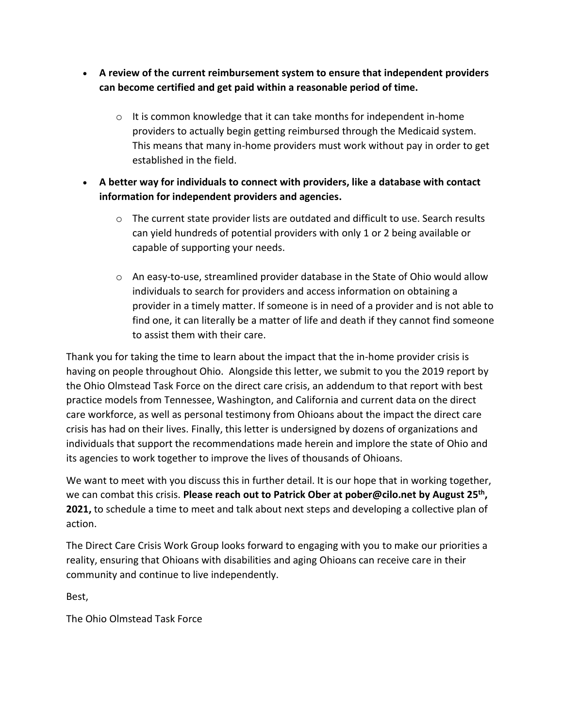- **A review of the current reimbursement system to ensure that independent providers can become certified and get paid within a reasonable period of time.**
    - It is common knowledge that it can take months for independent in-home providers to actually begin getting reimbursed through the Medicaid system. This means that many in-home providers must work without pay in order to get established in the field.
- **A better way for individuals to connect with providers, like a database with contact information for independent providers and agencies.**
    - The current state provider lists are outdated and difficult to use. Search results can yield hundreds of potential providers with only 1 or 2 being available or capable of supporting your needs.
    - An easy-to-use, streamlined provider database in the State of Ohio would allow individuals to search for providers and access information on obtaining a provider in a timely matter. If someone is in need of a provider and is not able to find one, it can literally be a matter of life and death if they cannot find someone to assist them with their care.

Thank you for taking the time to learn about the impact that the in-home provider crisis is having on people throughout Ohio. Alongside this letter, we submit to you the 2019 report by the Ohio Olmstead Task Force on the direct care crisis, an addendum to that report with best practice models from Tennessee, Washington, and California and current data on the direct care workforce, as well as personal testimony from Ohioans about the impact the direct care crisis has had on their lives. Finally, this letter is undersigned by dozens of organizations and individuals that support the recommendations made herein and implore the state of Ohio and its agencies to work together to improve the lives of thousands of Ohioans.

We want to meet with you discuss this in further detail. It is our hope that in working together, we can combat this crisis. **Please reach out to Patrick Ober at pober@cilo.net by August 25th, 2021,** to schedule a time to meet and talk about next steps and developing a collective plan of action.

The Direct Care Crisis Work Group looks forward to engaging with you to make our priorities a reality, ensuring that Ohioans with disabilities and aging Ohioans can receive care in their community and continue to live independently.

Best,

The Ohio Olmstead Task Force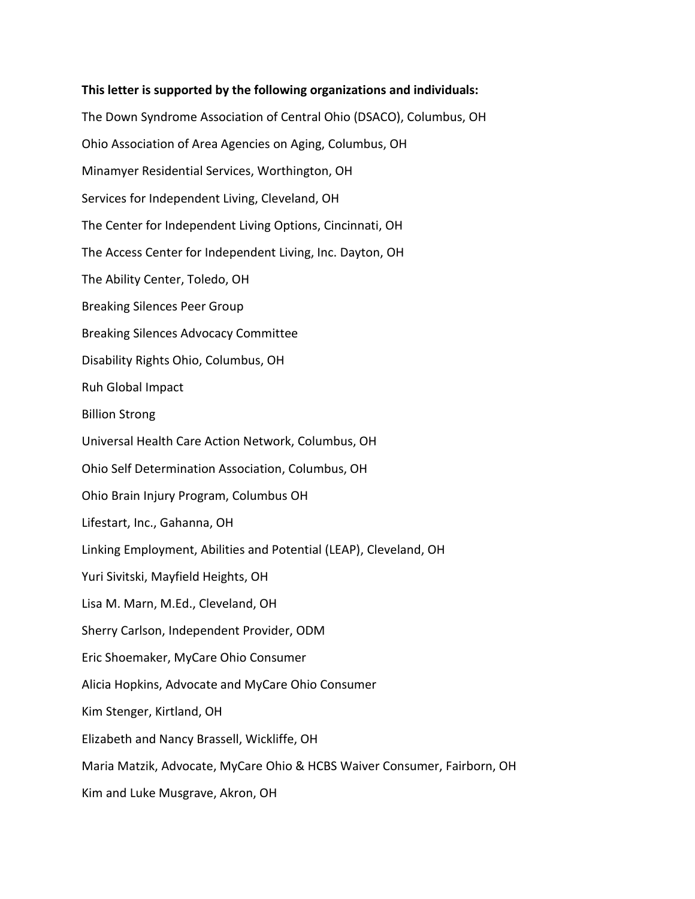**This letter is supported by the following organizations and individuals:**

The Down Syndrome Association of Central Ohio (DSACO), Columbus, OH

Ohio Association of Area Agencies on Aging, Columbus, OH

Minamyer Residential Services, Worthington, OH

Services for Independent Living, Cleveland, OH

The Center for Independent Living Options, Cincinnati, OH

The Access Center for Independent Living, Inc. Dayton, OH

The Ability Center, Toledo, OH

Breaking Silences Peer Group

Breaking Silences Advocacy Committee

Disability Rights Ohio, Columbus, OH

Ruh Global Impact

Billion Strong

Universal Health Care Action Network, Columbus, OH

Ohio Self Determination Association, Columbus, OH

Ohio Brain Injury Program, Columbus OH

Lifestart, Inc., Gahanna, OH

Linking Employment, Abilities and Potential (LEAP), Cleveland, OH

Yuri Sivitski, Mayfield Heights, OH

Lisa M. Marn, M.Ed., Cleveland, OH

Sherry Carlson, Independent Provider, ODM

Eric Shoemaker, MyCare Ohio Consumer

Alicia Hopkins, Advocate and MyCare Ohio Consumer

Kim Stenger, Kirtland, OH

Elizabeth and Nancy Brassell, Wickliffe, OH

Maria Matzik, Advocate, MyCare Ohio & HCBS Waiver Consumer, Fairborn, OH

Kim and Luke Musgrave, Akron, OH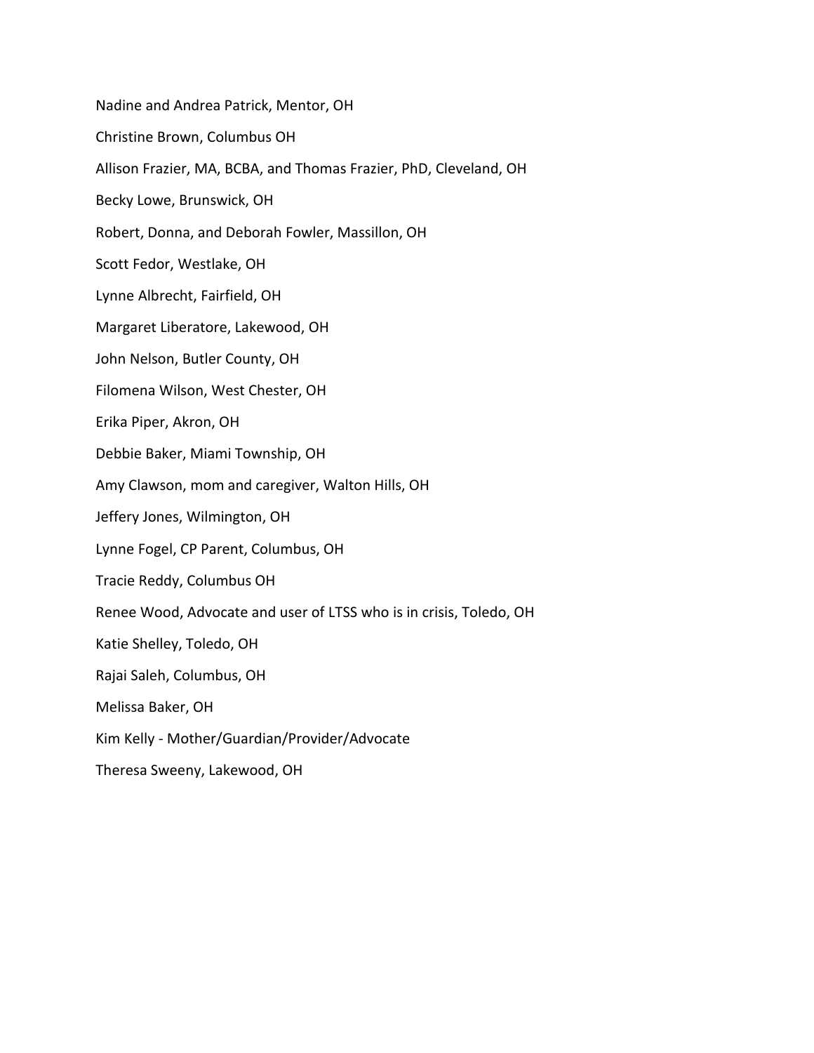Nadine and Andrea Patrick, Mentor, OH

Christine Brown, Columbus OH

Allison Frazier, MA, BCBA, and Thomas Frazier, PhD, Cleveland, OH

Becky Lowe, Brunswick, OH

Robert, Donna, and Deborah Fowler, Massillon, OH

Scott Fedor, Westlake, OH

Lynne Albrecht, Fairfield, OH

Margaret Liberatore, Lakewood, OH

John Nelson, Butler County, OH

Filomena Wilson, West Chester, OH

Erika Piper, Akron, OH

Debbie Baker, Miami Township, OH

Amy Clawson, mom and caregiver, Walton Hills, OH

Jeffery Jones, Wilmington, OH

Lynne Fogel, CP Parent, Columbus, OH

Tracie Reddy, Columbus OH

Renee Wood, Advocate and user of LTSS who is in crisis, Toledo, OH

Katie Shelley, Toledo, OH

Rajai Saleh, Columbus, OH

Melissa Baker, OH

Kim Kelly - Mother/Guardian/Provider/Advocate

Theresa Sweeny, Lakewood, OH